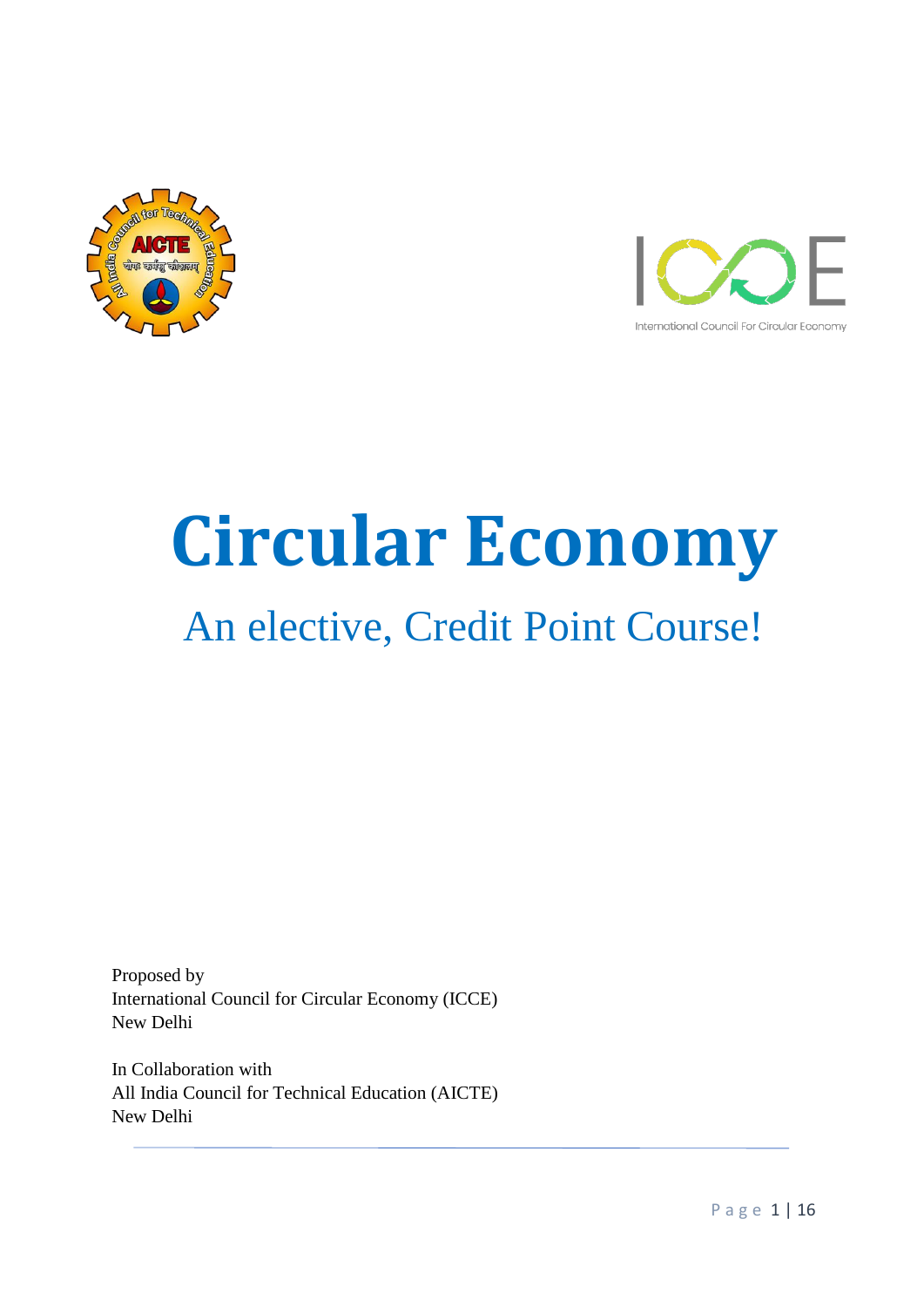# Circular Economy

## An elective, Credit Point Course!

Proposed by
International Council for Circular Economy (ICCE)
New Delhi

In Collaboration with
All India Council for Technical Education (AICTE)
New Delhi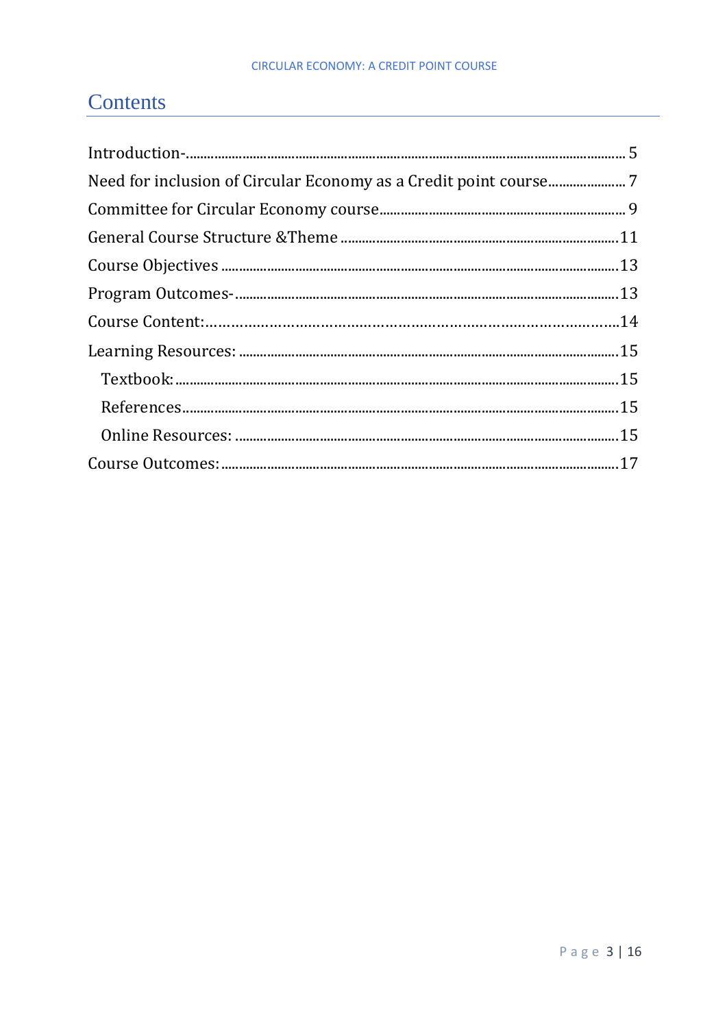# Contents

Introduction-........................................................................................................................ 5

Need for inclusion of Circular Economy as a Credit point course....................... 7

Committee for Circular Economy course.................................................................... 9

General Course Structure &Theme .............................................................................11

Course Objectives .............................................................................................................13

Program Outcomes-..........................................................................................................13

Course Content:...................................................................................................................14

Learning Resources: .........................................................................................................15

  Textbook:...........................................................................................................................15

  References.........................................................................................................................15

  Online Resources: ...........................................................................................................15

Course Outcomes:...............................................................................................................17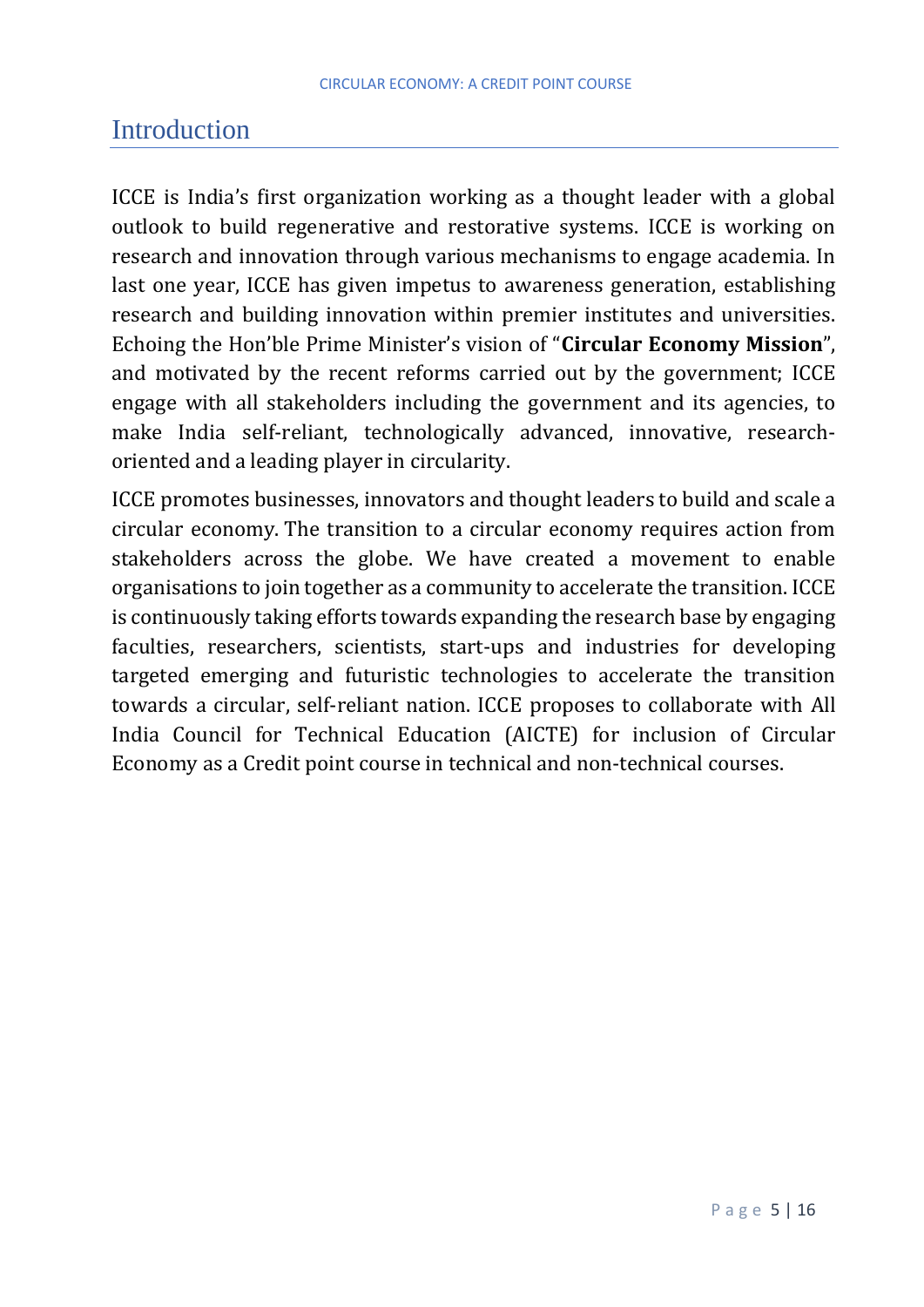# Introduction

ICCE is India's first organization working as a thought leader with a global outlook to build regenerative and restorative systems. ICCE is working on research and innovation through various mechanisms to engage academia. In last one year, ICCE has given impetus to awareness generation, establishing research and building innovation within premier institutes and universities. Echoing the Hon'ble Prime Minister's vision of "**Circular Economy Mission**", and motivated by the recent reforms carried out by the government; ICCE engage with all stakeholders including the government and its agencies, to make India self-reliant, technologically advanced, innovative, research-oriented and a leading player in circularity.

ICCE promotes businesses, innovators and thought leaders to build and scale a circular economy. The transition to a circular economy requires action from stakeholders across the globe. We have created a movement to enable organisations to join together as a community to accelerate the transition. ICCE is continuously taking efforts towards expanding the research base by engaging faculties, researchers, scientists, start-ups and industries for developing targeted emerging and futuristic technologies to accelerate the transition towards a circular, self-reliant nation. ICCE proposes to collaborate with All India Council for Technical Education (AICTE) for inclusion of Circular Economy as a Credit point course in technical and non-technical courses.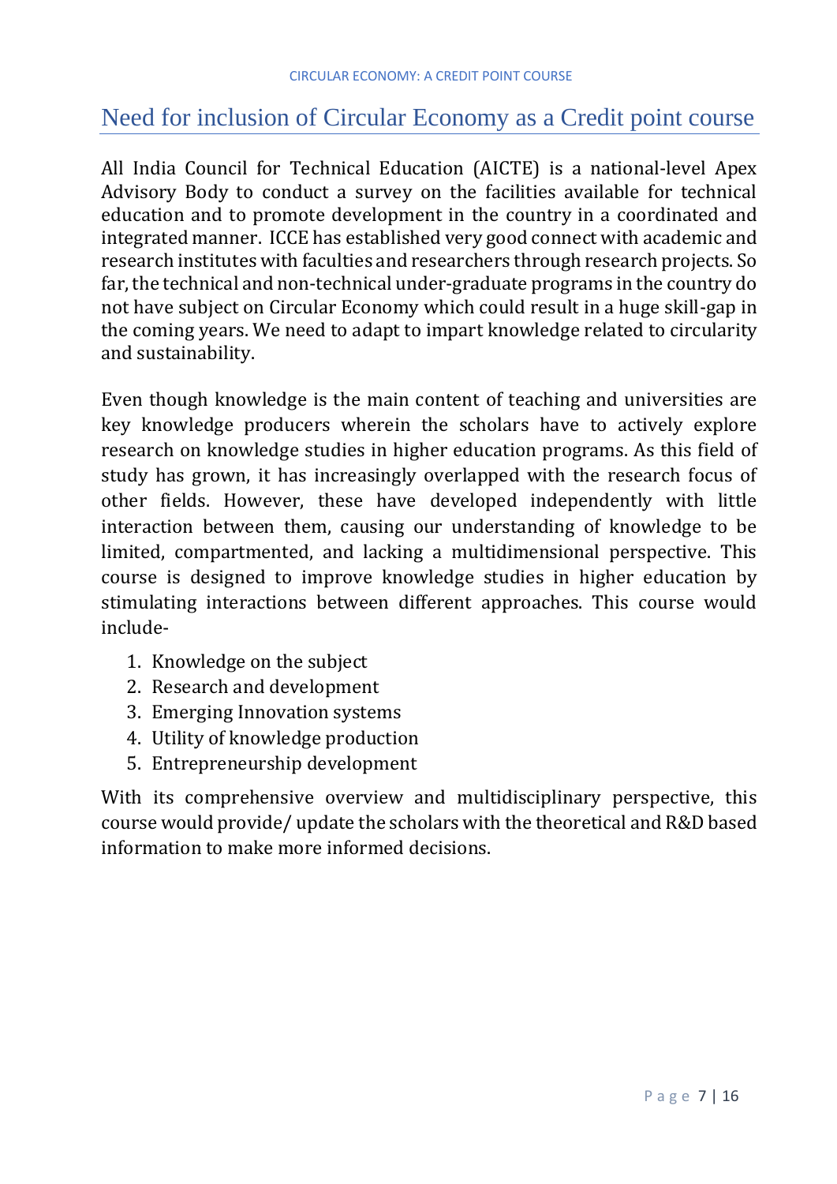## Need for inclusion of Circular Economy as a Credit point course

All India Council for Technical Education (AICTE) is a national-level Apex Advisory Body to conduct a survey on the facilities available for technical education and to promote development in the country in a coordinated and integrated manner. ICCE has established very good connect with academic and research institutes with faculties and researchers through research projects. So far, the technical and non-technical under-graduate programs in the country do not have subject on Circular Economy which could result in a huge skill-gap in the coming years. We need to adapt to impart knowledge related to circularity and sustainability.

Even though knowledge is the main content of teaching and universities are key knowledge producers wherein the scholars have to actively explore research on knowledge studies in higher education programs. As this field of study has grown, it has increasingly overlapped with the research focus of other fields. However, these have developed independently with little interaction between them, causing our understanding of knowledge to be limited, compartmented, and lacking a multidimensional perspective. This course is designed to improve knowledge studies in higher education by stimulating interactions between different approaches. This course would include-

1. Knowledge on the subject
2. Research and development
3. Emerging Innovation systems
4. Utility of knowledge production
5. Entrepreneurship development

With its comprehensive overview and multidisciplinary perspective, this course would provide/ update the scholars with the theoretical and R&D based information to make more informed decisions.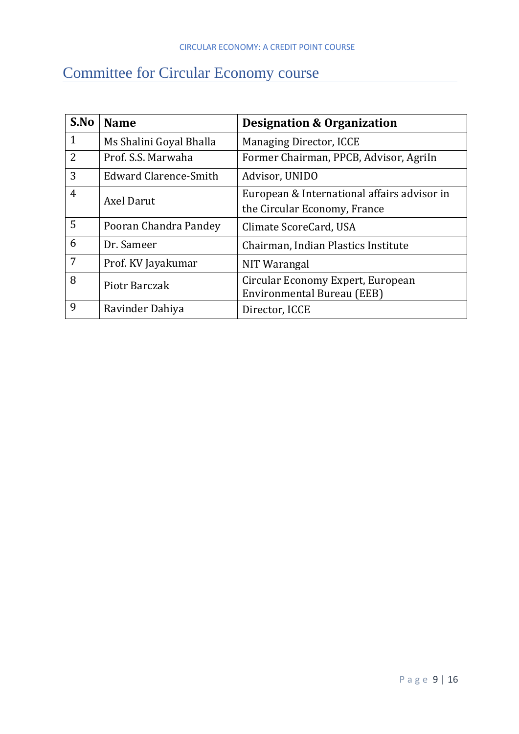# Committee for Circular Economy course

| S.No | Name | Designation & Organization |
|---|---|---|
| 1 | Ms Shalini Goyal Bhalla | Managing Director, ICCE |
| 2 | Prof. S.S. Marwaha | Former Chairman, PPCB, Advisor, AgriIn |
| 3 | Edward Clarence-Smith | Advisor, UNIDO |
| 4 | Axel Darut | European & International affairs advisor in the Circular Economy, France |
| 5 | Pooran Chandra Pandey | Climate ScoreCard, USA |
| 6 | Dr. Sameer | Chairman, Indian Plastics Institute |
| 7 | Prof. KV Jayakumar | NIT Warangal |
| 8 | Piotr Barczak | Circular Economy Expert, European Environmental Bureau (EEB) |
| 9 | Ravinder Dahiya | Director, ICCE |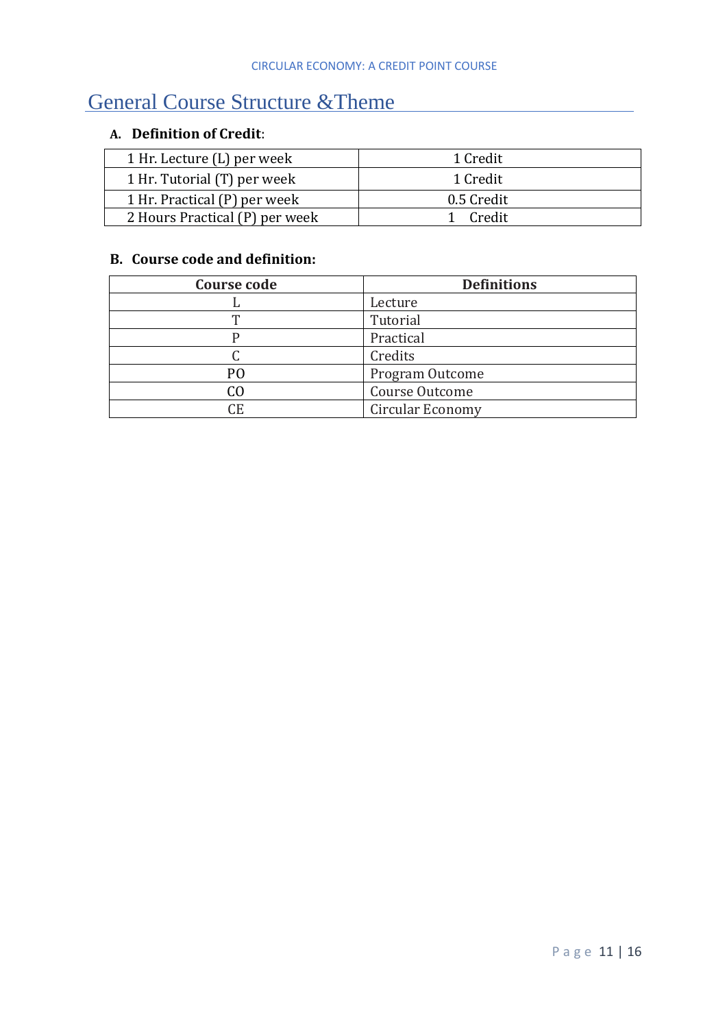# General Course Structure &Theme

**A. Definition of Credit**:

| | |
|---|---|
| 1 Hr. Lecture (L) per week | 1 Credit |
| 1 Hr. Tutorial (T) per week | 1 Credit |
| 1 Hr. Practical (P) per week | 0.5 Credit |
| 2 Hours Practical (P) per week | 1 Credit |

**B. Course code and definition:**

| Course code | Definitions |
|---|---|
| L | Lecture |
| T | Tutorial |
| P | Practical |
| C | Credits |
| PO | Program Outcome |
| CO | Course Outcome |
| CE | Circular Economy |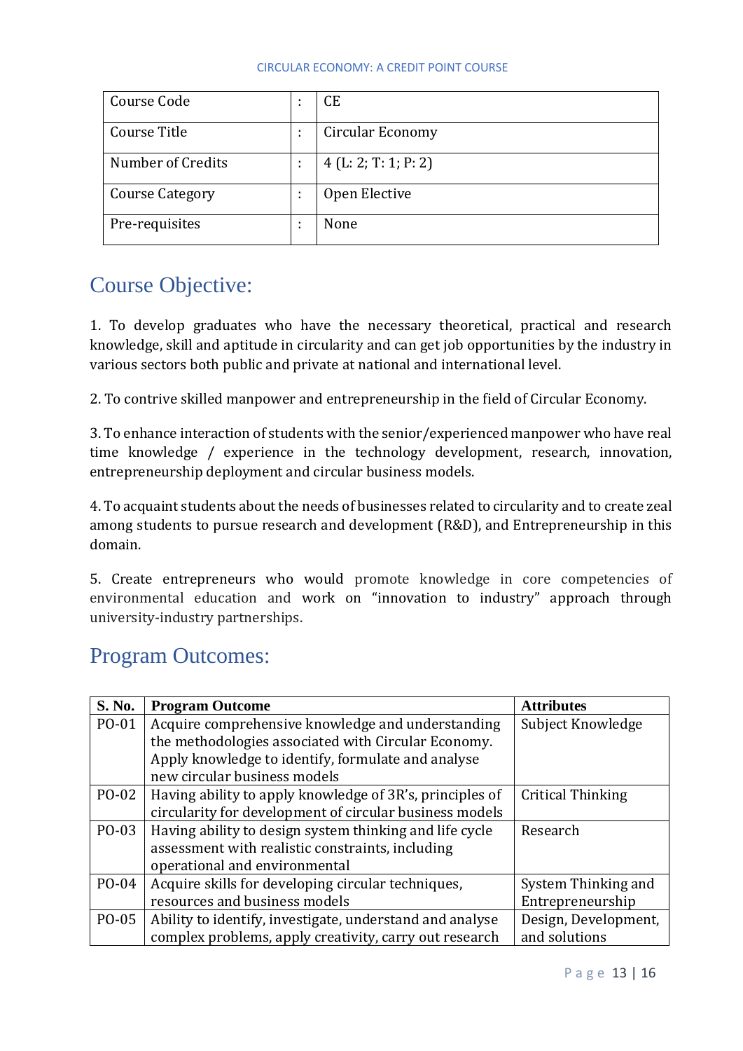| Course Code | : | CE |
|---|---|---|
| Course Title | : | Circular Economy |
| Number of Credits | : | 4 (L: 2; T: 1; P: 2) |
| Course Category | : | Open Elective |
| Pre-requisites | : | None |

# Course Objective:

1. To develop graduates who have the necessary theoretical, practical and research knowledge, skill and aptitude in circularity and can get job opportunities by the industry in various sectors both public and private at national and international level.

2. To contrive skilled manpower and entrepreneurship in the field of Circular Economy.

3. To enhance interaction of students with the senior/experienced manpower who have real time knowledge / experience in the technology development, research, innovation, entrepreneurship deployment and circular business models.

4. To acquaint students about the needs of businesses related to circularity and to create zeal among students to pursue research and development (R&D), and Entrepreneurship in this domain.

5. Create entrepreneurs who would promote knowledge in core competencies of environmental education and work on "innovation to industry" approach through university-industry partnerships.

# Program Outcomes:

| S. No. | Program Outcome | Attributes |
|---|---|---|
| PO-01 | Acquire comprehensive knowledge and understanding the methodologies associated with Circular Economy. Apply knowledge to identify, formulate and analyse new circular business models | Subject Knowledge |
| PO-02 | Having ability to apply knowledge of 3R's, principles of circularity for development of circular business models | Critical Thinking |
| PO-03 | Having ability to design system thinking and life cycle assessment with realistic constraints, including operational and environmental | Research |
| PO-04 | Acquire skills for developing circular techniques, resources and business models | System Thinking and Entrepreneurship |
| PO-05 | Ability to identify, investigate, understand and analyse complex problems, apply creativity, carry out research | Design, Development, and solutions |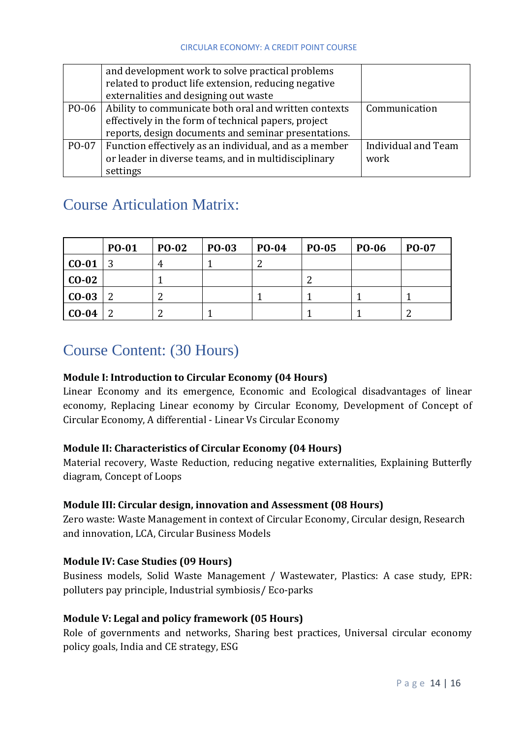|  | and development work to solve practical problems related to product life extension, reducing negative externalities and designing out waste |  |
|---|---|---|
| PO-06 | Ability to communicate both oral and written contexts effectively in the form of technical papers, project reports, design documents and seminar presentations. | Communication |
| PO-07 | Function effectively as an individual, and as a member or leader in diverse teams, and in multidisciplinary settings | Individual and Team work |

## Course Articulation Matrix:

|  | PO-01 | PO-02 | PO-03 | PO-04 | PO-05 | PO-06 | PO-07 |
|---|---|---|---|---|---|---|---|
| **CO-01** | 3 | 4 | 1 | 2 |  |  |  |
| **CO-02** |  | 1 |  |  | 2 |  |  |
| **CO-03** | 2 | 2 |  | 1 | 1 | 1 | 1 |
| **CO-04** | 2 | 2 | 1 |  | 1 | 1 | 2 |

## Course Content: (30 Hours)

**Module I: Introduction to Circular Economy (04 Hours)**
Linear Economy and its emergence, Economic and Ecological disadvantages of linear economy, Replacing Linear economy by Circular Economy, Development of Concept of Circular Economy, A differential - Linear Vs Circular Economy

**Module II: Characteristics of Circular Economy (04 Hours)**
Material recovery, Waste Reduction, reducing negative externalities, Explaining Butterfly diagram, Concept of Loops

**Module III: Circular design, innovation and Assessment (08 Hours)**
Zero waste: Waste Management in context of Circular Economy, Circular design, Research and innovation, LCA, Circular Business Models

**Module IV: Case Studies (09 Hours)**
Business models, Solid Waste Management / Wastewater, Plastics: A case study, EPR: polluters pay principle, Industrial symbiosis/ Eco-parks

**Module V: Legal and policy framework (05 Hours)**
Role of governments and networks, Sharing best practices, Universal circular economy policy goals, India and CE strategy, ESG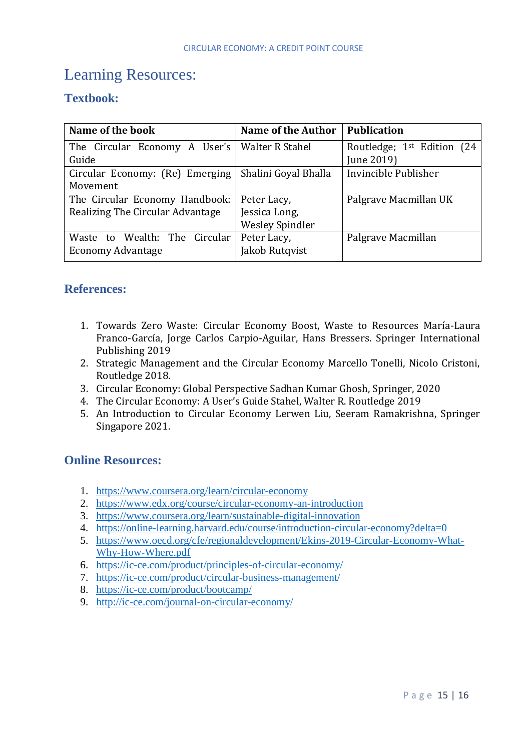# Learning Resources:

## Textbook:

| Name of the book | Name of the Author | Publication |
|---|---|---|
| The Circular Economy A User's Guide | Walter R Stahel | Routledge; 1st Edition (24 June 2019) |
| Circular Economy: (Re) Emerging Movement | Shalini Goyal Bhalla | Invincible Publisher |
| The Circular Economy Handbook: Realizing The Circular Advantage | Peter Lacy, Jessica Long, Wesley Spindler | Palgrave Macmillan UK |
| Waste to Wealth: The Circular Economy Advantage | Peter Lacy, Jakob Rutqvist | Palgrave Macmillan |

## References:

1. Towards Zero Waste: Circular Economy Boost, Waste to Resources María-Laura Franco-García, Jorge Carlos Carpio-Aguilar, Hans Bressers. Springer International Publishing 2019
2. Strategic Management and the Circular Economy Marcello Tonelli, Nicolo Cristoni, Routledge 2018.
3. Circular Economy: Global Perspective Sadhan Kumar Ghosh, Springer, 2020
4. The Circular Economy: A User's Guide Stahel, Walter R. Routledge 2019
5. An Introduction to Circular Economy Lerwen Liu, Seeram Ramakrishna, Springer Singapore 2021.

## Online Resources:

1. https://www.coursera.org/learn/circular-economy
2. https://www.edx.org/course/circular-economy-an-introduction
3. https://www.coursera.org/learn/sustainable-digital-innovation
4. https://online-learning.harvard.edu/course/introduction-circular-economy?delta=0
5. https://www.oecd.org/cfe/regionaldevelopment/Ekins-2019-Circular-Economy-What-Why-How-Where.pdf
6. https://ic-ce.com/product/principles-of-circular-economy/
7. https://ic-ce.com/product/circular-business-management/
8. https://ic-ce.com/product/bootcamp/
9. http://ic-ce.com/journal-on-circular-economy/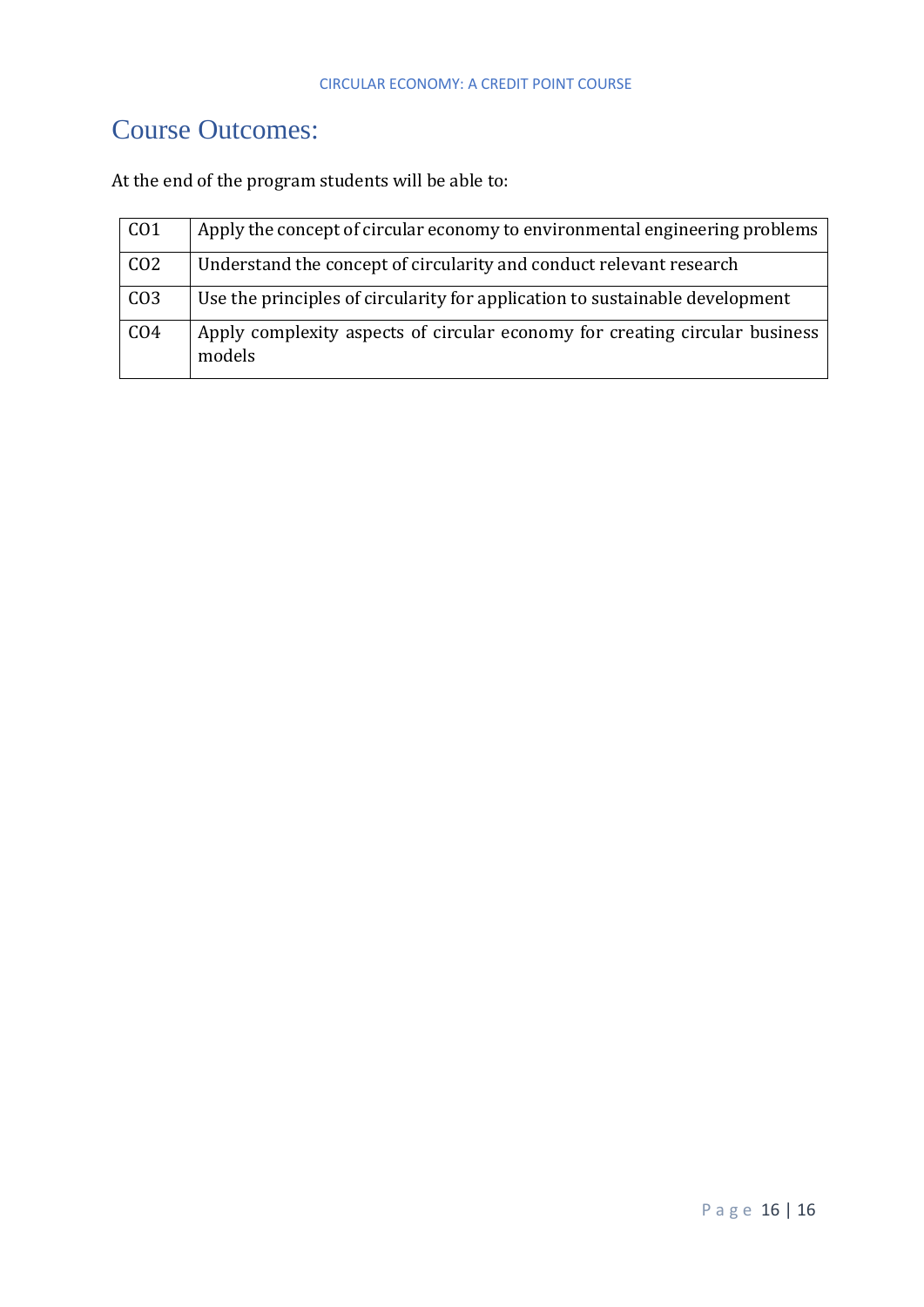# Course Outcomes:

At the end of the program students will be able to:

| | |
|---|---|
| CO1 | Apply the concept of circular economy to environmental engineering problems |
| CO2 | Understand the concept of circularity and conduct relevant research |
| CO3 | Use the principles of circularity for application to sustainable development |
| CO4 | Apply complexity aspects of circular economy for creating circular business models |